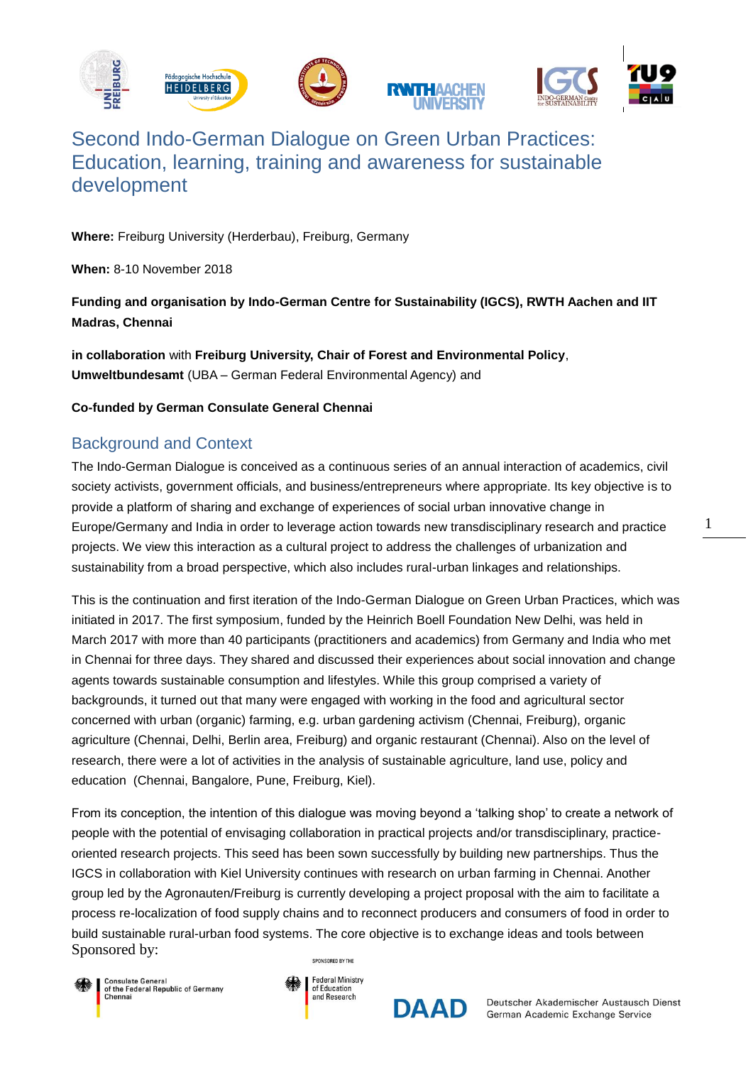# Second Indo-German Dialogue on Green Urban Practices: Education, learning, training and awareness for sustainable development

**Where:** Freiburg University (Herderbau), Freiburg, Germany

**When:** 8-10 November 2018

**Funding and organisation by Indo-German Centre for Sustainability (IGCS), RWTH Aachen and IIT Madras, Chennai**

**in collaboration** with **Freiburg University, Chair of Forest and Environmental Policy**, **Umweltbundesamt** (UBA – German Federal Environmental Agency) and

**Co-funded by German Consulate General Chennai**

## Background and Context

The Indo-German Dialogue is conceived as a continuous series of an annual interaction of academics, civil society activists, government officials, and business/entrepreneurs where appropriate. Its key objective is to provide a platform of sharing and exchange of experiences of social urban innovative change in Europe/Germany and India in order to leverage action towards new transdisciplinary research and practice projects. We view this interaction as a cultural project to address the challenges of urbanization and sustainability from a broad perspective, which also includes rural-urban linkages and relationships.

This is the continuation and first iteration of the Indo-German Dialogue on Green Urban Practices, which was initiated in 2017. The first symposium, funded by the Heinrich Boell Foundation New Delhi, was held in March 2017 with more than 40 participants (practitioners and academics) from Germany and India who met in Chennai for three days. They shared and discussed their experiences about social innovation and change agents towards sustainable consumption and lifestyles. While this group comprised a variety of backgrounds, it turned out that many were engaged with working in the food and agricultural sector concerned with urban (organic) farming, e.g. urban gardening activism (Chennai, Freiburg), organic agriculture (Chennai, Delhi, Berlin area, Freiburg) and organic restaurant (Chennai). Also on the level of research, there were a lot of activities in the analysis of sustainable agriculture, land use, policy and education (Chennai, Bangalore, Pune, Freiburg, Kiel).

From its conception, the intention of this dialogue was moving beyond a 'talking shop' to create a network of people with the potential of envisaging collaboration in practical projects and/or transdisciplinary, practice-oriented research projects. This seed has been sown successfully by building new partnerships. Thus the IGCS in collaboration with Kiel University continues with research on urban farming in Chennai. Another group led by the Agronauten/Freiburg is currently developing a project proposal with the aim to facilitate a process re-localization of food supply chains and to reconnect producers and consumers of food in order to build sustainable rural-urban food systems. The core objective is to exchange ideas and tools between

Sponsored by:

Consulate General of the Federal Republic of Germany Chennai

Sponsored by the Federal Ministry of Education and Research

DAAD Deutscher Akademischer Austausch Dienst German Academic Exchange Service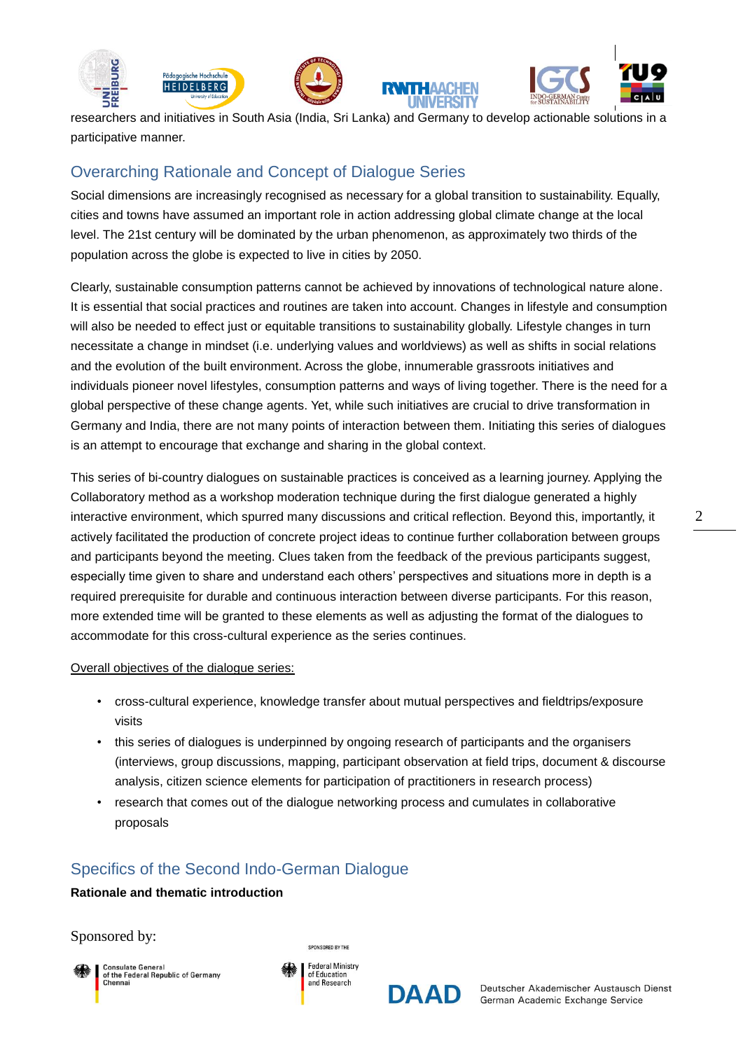researchers and initiatives in South Asia (India, Sri Lanka) and Germany to develop actionable solutions in a participative manner.

## Overarching Rationale and Concept of Dialogue Series

Social dimensions are increasingly recognised as necessary for a global transition to sustainability. Equally, cities and towns have assumed an important role in action addressing global climate change at the local level. The 21st century will be dominated by the urban phenomenon, as approximately two thirds of the population across the globe is expected to live in cities by 2050.

Clearly, sustainable consumption patterns cannot be achieved by innovations of technological nature alone. It is essential that social practices and routines are taken into account. Changes in lifestyle and consumption will also be needed to effect just or equitable transitions to sustainability globally. Lifestyle changes in turn necessitate a change in mindset (i.e. underlying values and worldviews) as well as shifts in social relations and the evolution of the built environment. Across the globe, innumerable grassroots initiatives and individuals pioneer novel lifestyles, consumption patterns and ways of living together. There is the need for a global perspective of these change agents. Yet, while such initiatives are crucial to drive transformation in Germany and India, there are not many points of interaction between them. Initiating this series of dialogues is an attempt to encourage that exchange and sharing in the global context.

This series of bi-country dialogues on sustainable practices is conceived as a learning journey. Applying the Collaboratory method as a workshop moderation technique during the first dialogue generated a highly interactive environment, which spurred many discussions and critical reflection. Beyond this, importantly, it actively facilitated the production of concrete project ideas to continue further collaboration between groups and participants beyond the meeting. Clues taken from the feedback of the previous participants suggest, especially time given to share and understand each others' perspectives and situations more in depth is a required prerequisite for durable and continuous interaction between diverse participants. For this reason, more extended time will be granted to these elements as well as adjusting the format of the dialogues to accommodate for this cross-cultural experience as the series continues.

Overall objectives of the dialogue series:

- cross-cultural experience, knowledge transfer about mutual perspectives and fieldtrips/exposure visits
- this series of dialogues is underpinned by ongoing research of participants and the organisers (interviews, group discussions, mapping, participant observation at field trips, document & discourse analysis, citizen science elements for participation of practitioners in research process)
- research that comes out of the dialogue networking process and cumulates in collaborative proposals

## Specifics of the Second Indo-German Dialogue

**Rationale and thematic introduction**

Sponsored by:

Consulate General of the Federal Republic of Germany Chennai

Sponsored by the Federal Ministry of Education and Research

DAAD Deutscher Akademischer Austausch Dienst German Academic Exchange Service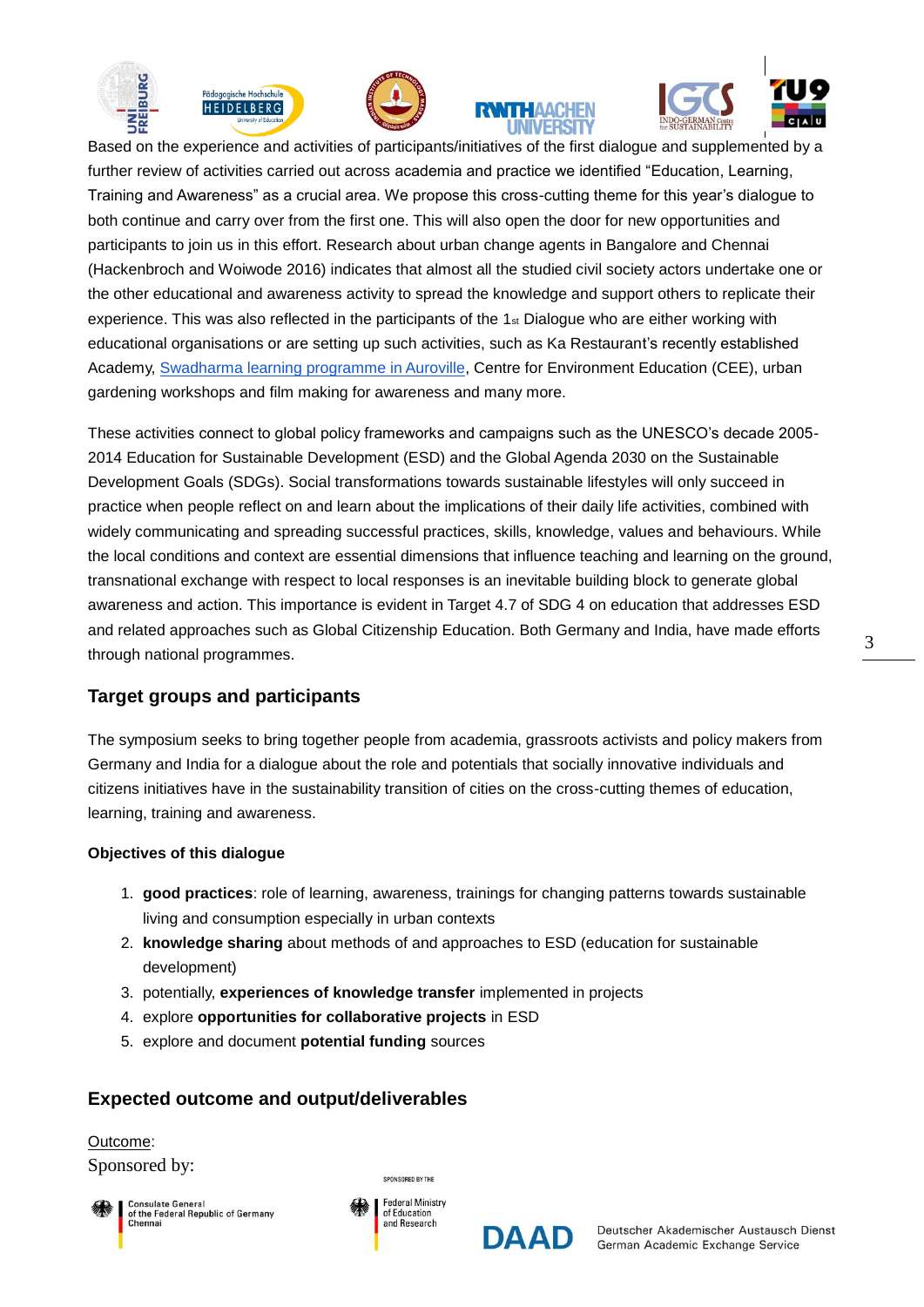Based on the experience and activities of participants/initiatives of the first dialogue and supplemented by a further review of activities carried out across academia and practice we identified “Education, Learning, Training and Awareness” as a crucial area. We propose this cross-cutting theme for this year’s dialogue to both continue and carry over from the first one. This will also open the door for new opportunities and participants to join us in this effort. Research about urban change agents in Bangalore and Chennai (Hackenbroch and Woiwode 2016) indicates that almost all the studied civil society actors undertake one or the other educational and awareness activity to spread the knowledge and support others to replicate their experience. This was also reflected in the participants of the 1st Dialogue who are either working with educational organisations or are setting up such activities, such as Ka Restaurant’s recently established Academy, Swadharma learning programme in Auroville, Centre for Environment Education (CEE), urban gardening workshops and film making for awareness and many more.

These activities connect to global policy frameworks and campaigns such as the UNESCO’s decade 2005-2014 Education for Sustainable Development (ESD) and the Global Agenda 2030 on the Sustainable Development Goals (SDGs). Social transformations towards sustainable lifestyles will only succeed in practice when people reflect on and learn about the implications of their daily life activities, combined with widely communicating and spreading successful practices, skills, knowledge, values and behaviours. While the local conditions and context are essential dimensions that influence teaching and learning on the ground, transnational exchange with respect to local responses is an inevitable building block to generate global awareness and action. This importance is evident in Target 4.7 of SDG 4 on education that addresses ESD and related approaches such as Global Citizenship Education. Both Germany and India, have made efforts through national programmes.

## Target groups and participants

The symposium seeks to bring together people from academia, grassroots activists and policy makers from Germany and India for a dialogue about the role and potentials that socially innovative individuals and citizens initiatives have in the sustainability transition of cities on the cross-cutting themes of education, learning, training and awareness.

#### Objectives of this dialogue

1. **good practices**: role of learning, awareness, trainings for changing patterns towards sustainable living and consumption especially in urban contexts
2. **knowledge sharing** about methods of and approaches to ESD (education for sustainable development)
3. potentially, **experiences of knowledge transfer** implemented in projects
4. explore **opportunities for collaborative projects** in ESD
5. explore and document **potential funding** sources

## Expected outcome and output/deliverables

Outcome:

Sponsored by:

Consulate General of the Federal Republic of Germany Chennai

Sponsored by the Federal Ministry of Education and Research

DAAD Deutscher Akademischer Austausch Dienst German Academic Exchange Service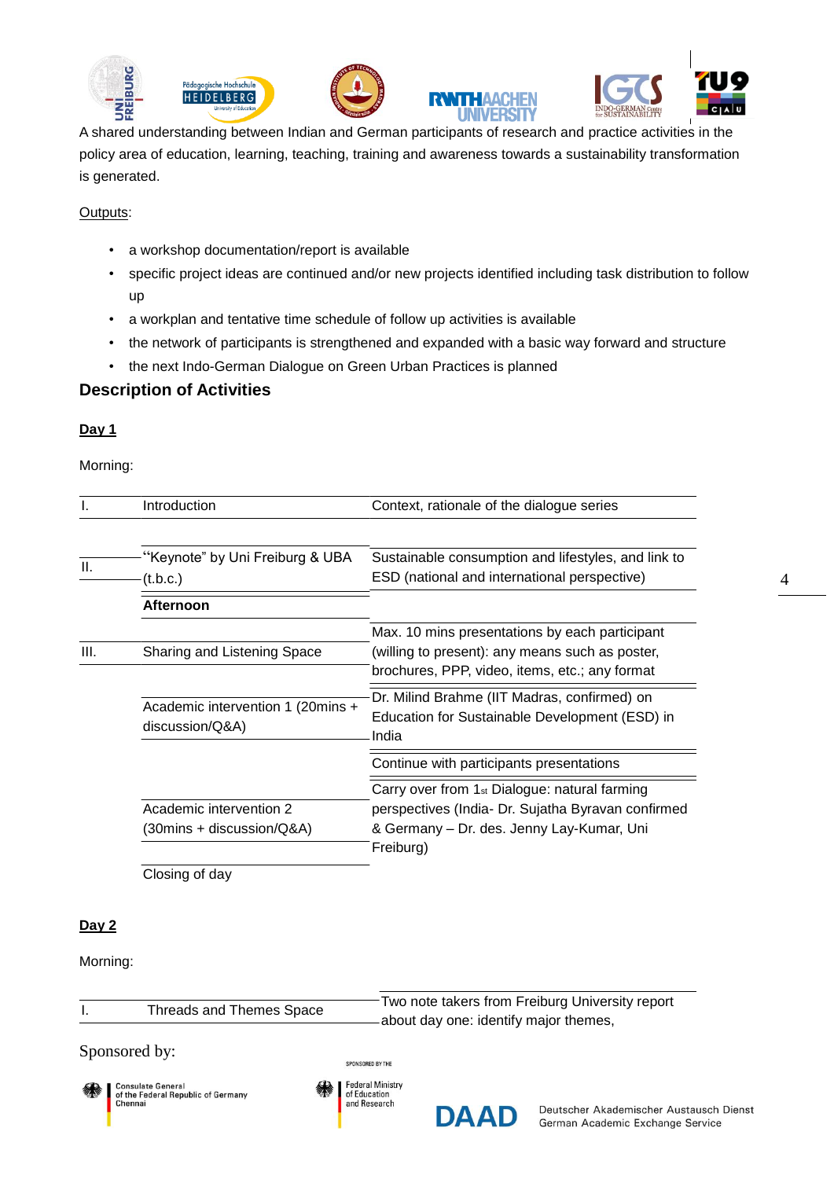A shared understanding between Indian and German participants of research and practice activities in the policy area of education, learning, teaching, training and awareness towards a sustainability transformation is generated.

Outputs:

- a workshop documentation/report is available
- specific project ideas are continued and/or new projects identified including task distribution to follow up
- a workplan and tentative time schedule of follow up activities is available
- the network of participants is strengthened and expanded with a basic way forward and structure
- the next Indo-German Dialogue on Green Urban Practices is planned

## Description of Activities

### Day 1

Morning:

| | | |
|---|---|---|
| I. | Introduction | Context, rationale of the dialogue series |
| II. | "Keynote" by Uni Freiburg & UBA (t.b.c.) | Sustainable consumption and lifestyles, and link to ESD (national and international perspective) |
| | **Afternoon** | |
| III. | Sharing and Listening Space | Max. 10 mins presentations by each participant (willing to present): any means such as poster, brochures, PPP, video, items, etc.; any format |
| | Academic intervention 1 (20mins + discussion/Q&A) | Dr. Milind Brahme (IIT Madras, confirmed) on Education for Sustainable Development (ESD) in India |
| | | Continue with participants presentations |
| | Academic intervention 2 (30mins + discussion/Q&A) | Carry over from 1st Dialogue: natural farming perspectives (India- Dr. Sujatha Byravan confirmed & Germany – Dr. des. Jenny Lay-Kumar, Uni Freiburg) |
| | Closing of day | |

### Day 2

Morning:

| | | |
|---|---|---|
| I. | Threads and Themes Space | Two note takers from Freiburg University report about day one: identify major themes, |

Sponsored by:

Consulate General of the Federal Republic of Germany Chennai

SPONSORED BY THE Federal Ministry of Education and Research

DAAD Deutscher Akademischer Austausch Dienst German Academic Exchange Service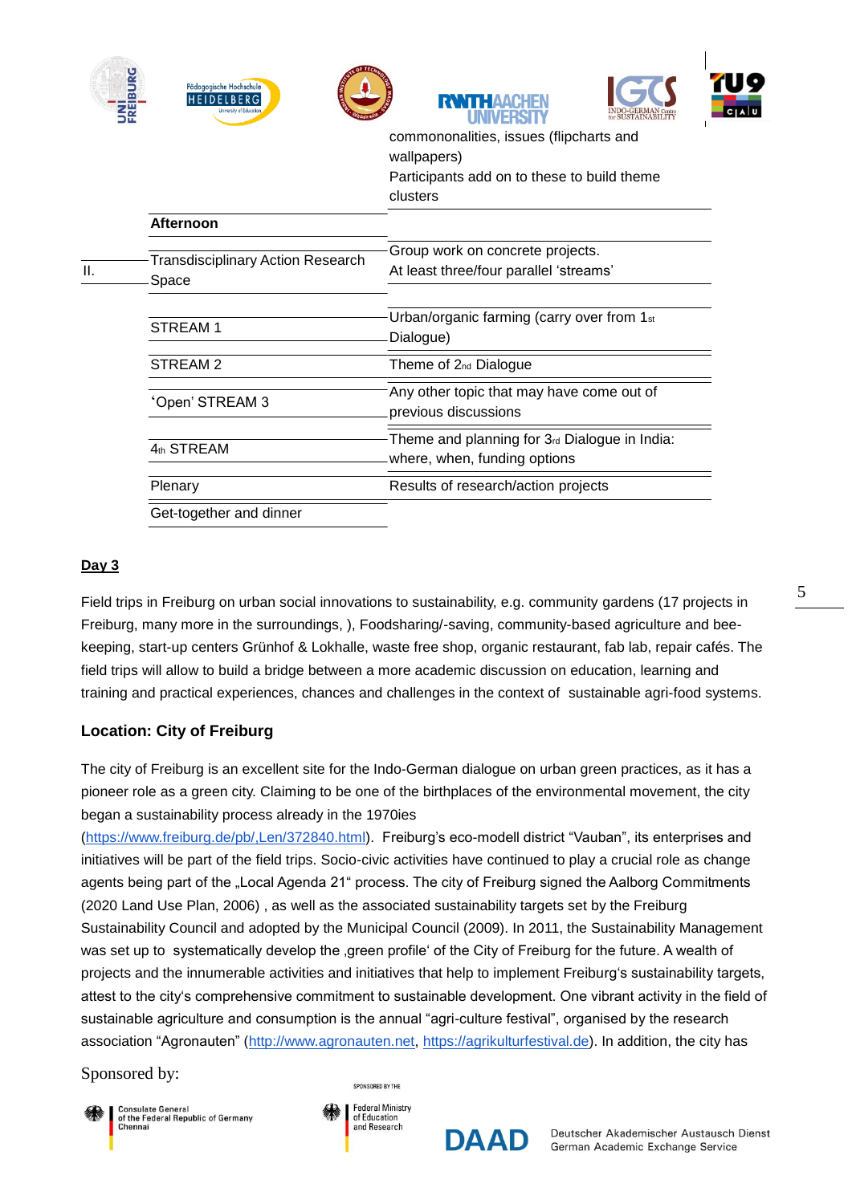| | | |
|---|---|---|
| | | commononalities, issues (flipcharts and wallpapers) Participants add on to these to build theme clusters |
| | **Afternoon** | |
| II. | Transdisciplinary Action Research Space | Group work on concrete projects. At least three/four parallel 'streams' |
| | STREAM 1 | Urban/organic farming (carry over from 1st Dialogue) |
| | STREAM 2 | Theme of 2nd Dialogue |
| | 'Open' STREAM 3 | Any other topic that may have come out of previous discussions |
| | 4th STREAM | Theme and planning for 3rd Dialogue in India: where, when, funding options |
| | Plenary | Results of research/action projects |
| | Get-together and dinner | |

**Day 3**

Field trips in Freiburg on urban social innovations to sustainability, e.g. community gardens (17 projects in Freiburg, many more in the surroundings, ), Foodsharing/-saving, community-based agriculture and bee-keeping, start-up centers Grünhof & Lokhalle, waste free shop, organic restaurant, fab lab, repair cafés. The field trips will allow to build a bridge between a more academic discussion on education, learning and training and practical experiences, chances and challenges in the context of sustainable agri-food systems.

### Location: City of Freiburg

The city of Freiburg is an excellent site for the Indo-German dialogue on urban green practices, as it has a pioneer role as a green city. Claiming to be one of the birthplaces of the environmental movement, the city began a sustainability process already in the 1970ies (https://www.freiburg.de/pb/,Len/372840.html). Freiburg's eco-modell district "Vauban", its enterprises and initiatives will be part of the field trips. Socio-civic activities have continued to play a crucial role as change agents being part of the „Local Agenda 21" process. The city of Freiburg signed the Aalborg Commitments (2020 Land Use Plan, 2006) , as well as the associated sustainability targets set by the Freiburg Sustainability Council and adopted by the Municipal Council (2009). In 2011, the Sustainability Management was set up to systematically develop the ‚green profile' of the City of Freiburg for the future. A wealth of projects and the innumerable activities and initiatives that help to implement Freiburg's sustainability targets, attest to the city's comprehensive commitment to sustainable development. One vibrant activity in the field of sustainable agriculture and consumption is the annual "agri-culture festival", organised by the research association "Agronauten" (http://www.agronauten.net, https://agrikulturfestival.de). In addition, the city has

Sponsored by:

Consulate General of the Federal Republic of Germany Chennai

SPONSORED BY THE Federal Ministry of Education and Research

DAAD Deutscher Akademischer Austausch Dienst German Academic Exchange Service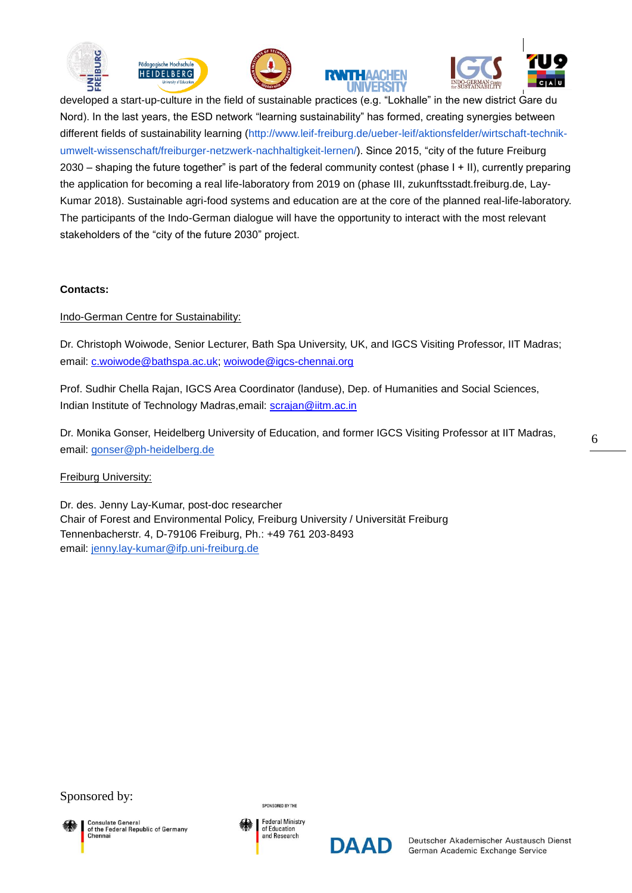developed a start-up-culture in the field of sustainable practices (e.g. “Lokhalle” in the new district Gare du Nord). In the last years, the ESD network “learning sustainability” has formed, creating synergies between different fields of sustainability learning (http://www.leif-freiburg.de/ueber-leif/aktionsfelder/wirtschaft-technik-umwelt-wissenschaft/freiburger-netzwerk-nachhaltigkeit-lernen/). Since 2015, “city of the future Freiburg 2030 – shaping the future together” is part of the federal community contest (phase I + II), currently preparing the application for becoming a real life-laboratory from 2019 on (phase III, zukunftsstadt.freiburg.de, Lay-Kumar 2018). Sustainable agri-food systems and education are at the core of the planned real-life-laboratory. The participants of the Indo-German dialogue will have the opportunity to interact with the most relevant stakeholders of the “city of the future 2030” project.

**Contacts:**

Indo-German Centre for Sustainability:

Dr. Christoph Woiwode, Senior Lecturer, Bath Spa University, UK, and IGCS Visiting Professor, IIT Madras; email: c.woiwode@bathspa.ac.uk; woiwode@igcs-chennai.org

Prof. Sudhir Chella Rajan, IGCS Area Coordinator (landuse), Dep. of Humanities and Social Sciences, Indian Institute of Technology Madras,email: scrajan@iitm.ac.in

Dr. Monika Gonser, Heidelberg University of Education, and former IGCS Visiting Professor at IIT Madras, email: gonser@ph-heidelberg.de

Freiburg University:

Dr. des. Jenny Lay-Kumar, post-doc researcher
Chair of Forest and Environmental Policy, Freiburg University / Universität Freiburg
Tennenbacherstr. 4, D-79106 Freiburg, Ph.: +49 761 203-8493
email: jenny.lay-kumar@ifp.uni-freiburg.de

Sponsored by:

Consulate General of the Federal Republic of Germany Chennai

Sponsored by the Federal Ministry of Education and Research

DAAD Deutscher Akademischer Austausch Dienst German Academic Exchange Service